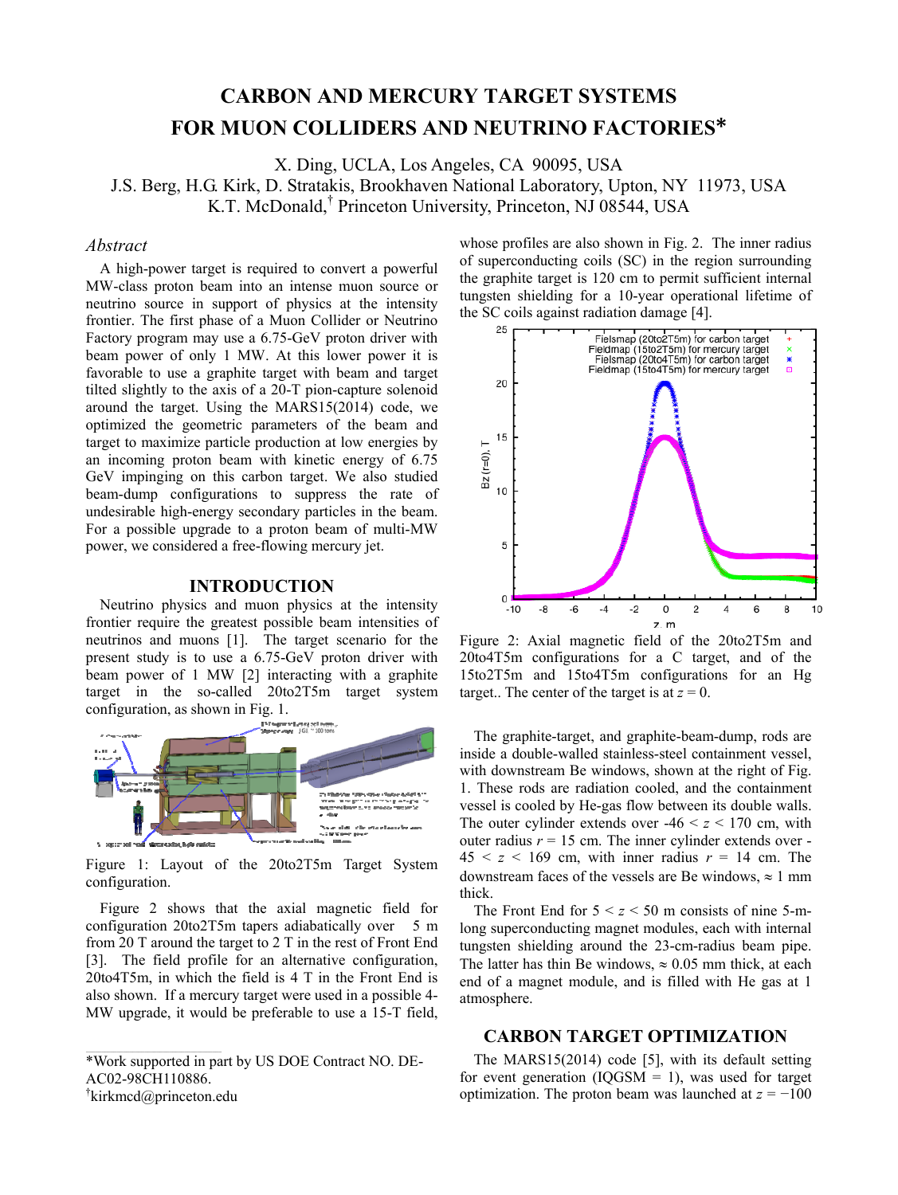# CARBON AND MERCURY TARGET SYSTEMS FOR MUON COLLIDERS AND NEUTRINO FACTORIES*

X. Ding, UCLA, Los Angeles, CA 90095, USA
J.S. Berg, H.G. Kirk, D. Stratakis, Brookhaven National Laboratory, Upton, NY 11973, USA
K.T. McDonald,[†] Princeton University, Princeton, NJ 08544, USA

### *Abstract*

A high-power target is required to convert a powerful MW-class proton beam into an intense muon source or neutrino source in support of physics at the intensity frontier. The first phase of a Muon Collider or Neutrino Factory program may use a 6.75-GeV proton driver with beam power of only 1 MW. At this lower power it is favorable to use a graphite target with beam and target tilted slightly to the axis of a 20-T pion-capture solenoid around the target. Using the MARS15(2014) code, we optimized the geometric parameters of the beam and target to maximize particle production at low energies by an incoming proton beam with kinetic energy of 6.75 GeV impinging on this carbon target. We also studied beam-dump configurations to suppress the rate of undesirable high-energy secondary particles in the beam. For a possible upgrade to a proton beam of multi-MW power, we considered a free-flowing mercury jet.

## INTRODUCTION

Neutrino physics and muon physics at the intensity frontier require the greatest possible beam intensities of neutrinos and muons [1]. The target scenario for the present study is to use a 6.75-GeV proton driver with beam power of 1 MW [2] interacting with a graphite target in the so-called 20to2T5m target system configuration, as shown in Fig. 1.

Figure 1: Layout of the 20to2T5m Target System configuration.

Figure 2 shows that the axial magnetic field for configuration 20to2T5m tapers adiabatically over 5 m from 20 T around the target to 2 T in the rest of Front End [3]. The field profile for an alternative configuration, 20to4T5m, in which the field is 4 T in the Front End is also shown. If a mercury target were used in a possible 4-MW upgrade, it would be preferable to use a 15-T field, whose profiles are also shown in Fig. 2. The inner radius of superconducting coils (SC) in the region surrounding the graphite target is 120 cm to permit sufficient internal tungsten shielding for a 10-year operational lifetime of the SC coils against radiation damage [4].

Figure 2: Axial magnetic field of the 20to2T5m and 20to4T5m configurations for a C target, and of the 15to2T5m and 15to4T5m configurations for an Hg target.. The center of the target is at $z = 0$.

The graphite-target, and graphite-beam-dump, rods are inside a double-walled stainless-steel containment vessel, with downstream Be windows, shown at the right of Fig. 1. These rods are radiation cooled, and the containment vessel is cooled by He-gas flow between its double walls. The outer cylinder extends over $-46 < z < 170$ cm, with outer radius $r = 15$ cm. The inner cylinder extends over $-45 < z < 169$ cm, with inner radius $r = 14$ cm. The downstream faces of the vessels are Be windows, $\approx 1$ mm thick.

The Front End for $5 < z < 50$ m consists of nine 5-m-long superconducting magnet modules, each with internal tungsten shielding around the 23-cm-radius beam pipe. The latter has thin Be windows, $\approx 0.05$ mm thick, at each end of a magnet module, and is filled with He gas at 1 atmosphere.

## CARBON TARGET OPTIMIZATION

The MARS15(2014) code [5], with its default setting for event generation (IQGSM = 1), was used for target optimization. The proton beam was launched at $z = -100$

*Work supported in part by US DOE Contract NO. DE-AC02-98CH110886.
[†]kirkmcd@princeton.edu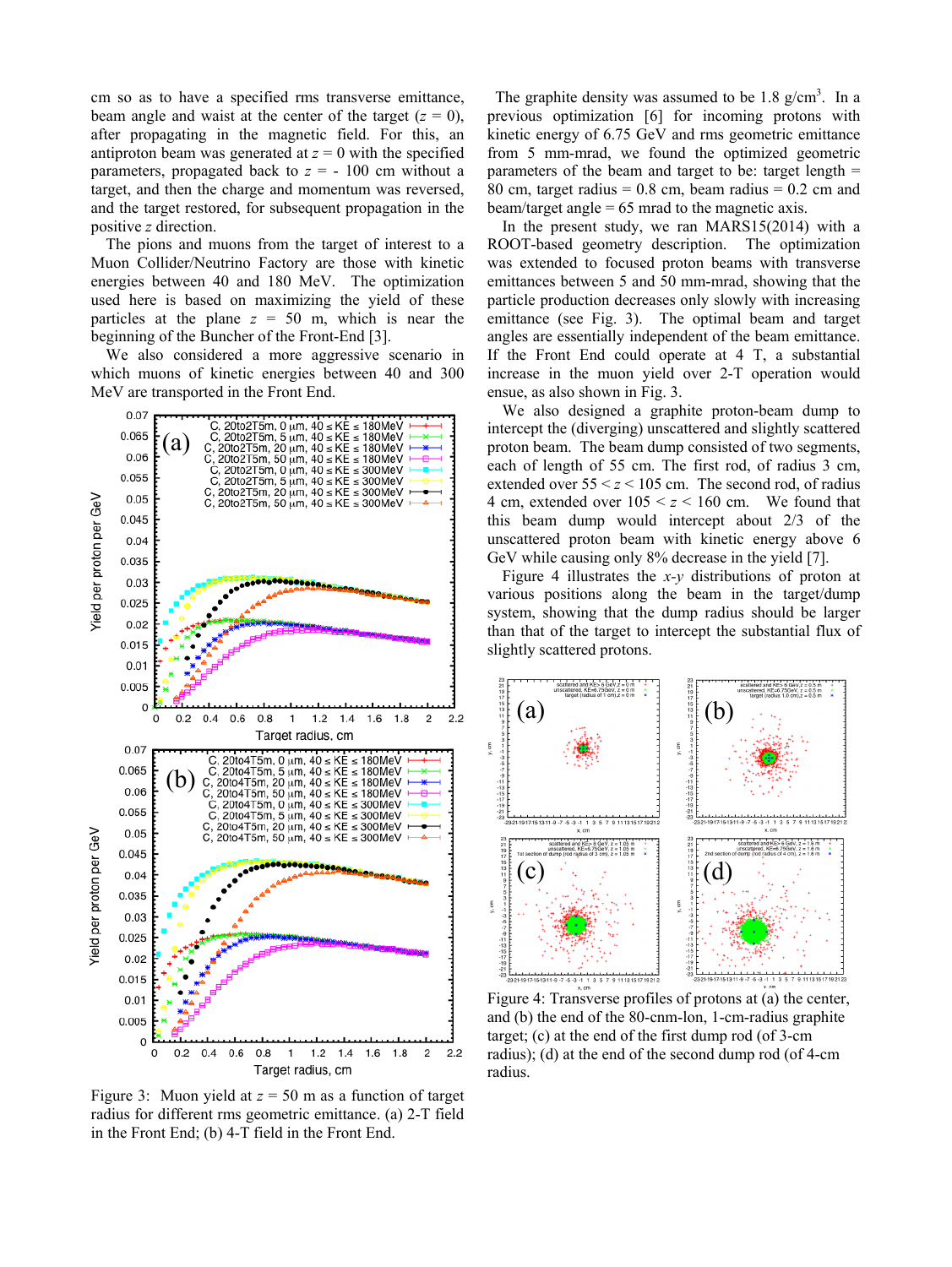cm so as to have a specified rms transverse emittance, beam angle and waist at the center of the target ($z$ = 0), after propagating in the magnetic field. For this, an antiproton beam was generated at $z$ = 0 with the specified parameters, propagated back to $z$ = - 100 cm without a target, and then the charge and momentum was reversed, and the target restored, for subsequent propagation in the positive $z$ direction.

The pions and muons from the target of interest to a Muon Collider/Neutrino Factory are those with kinetic energies between 40 and 180 MeV. The optimization used here is based on maximizing the yield of these particles at the plane $z$ = 50 m, which is near the beginning of the Buncher of the Front-End [3].

We also considered a more aggressive scenario in which muons of kinetic energies between 40 and 300 MeV are transported in the Front End.

Figure 3: Muon yield at $z$ = 50 m as a function of target radius for different rms geometric emittance. (a) 2-T field in the Front End; (b) 4-T field in the Front End.

The graphite density was assumed to be 1.8 g/cm$^3$. In a previous optimization [6] for incoming protons with kinetic energy of 6.75 GeV and rms geometric emittance from 5 mm-mrad, we found the optimized geometric parameters of the beam and target to be: target length = 80 cm, target radius = 0.8 cm, beam radius = 0.2 cm and beam/target angle = 65 mrad to the magnetic axis.

In the present study, we ran MARS15(2014) with a ROOT-based geometry description. The optimization was extended to focused proton beams with transverse emittances between 5 and 50 mm-mrad, showing that the particle production decreases only slowly with increasing emittance (see Fig. 3). The optimal beam and target angles are essentially independent of the beam emittance. If the Front End could operate at 4 T, a substantial increase in the muon yield over 2-T operation would ensue, as also shown in Fig. 3.

We also designed a graphite proton-beam dump to intercept the (diverging) unscattered and slightly scattered proton beam. The beam dump consisted of two segments, each of length of 55 cm. The first rod, of radius 3 cm, extended over 55 < $z$ < 105 cm. The second rod, of radius 4 cm, extended over 105 < $z$ < 160 cm. We found that this beam dump would intercept about 2/3 of the unscattered proton beam with kinetic energy above 6 GeV while causing only 8% decrease in the yield [7].

Figure 4 illustrates the $x$-$y$ distributions of proton at various positions along the beam in the target/dump system, showing that the dump radius should be larger than that of the target to intercept the substantial flux of slightly scattered protons.

Figure 4: Transverse profiles of protons at (a) the center, and (b) the end of the 80-cnm-lon, 1-cm-radius graphite target; (c) at the end of the first dump rod (of 3-cm radius); (d) at the end of the second dump rod (of 4-cm radius.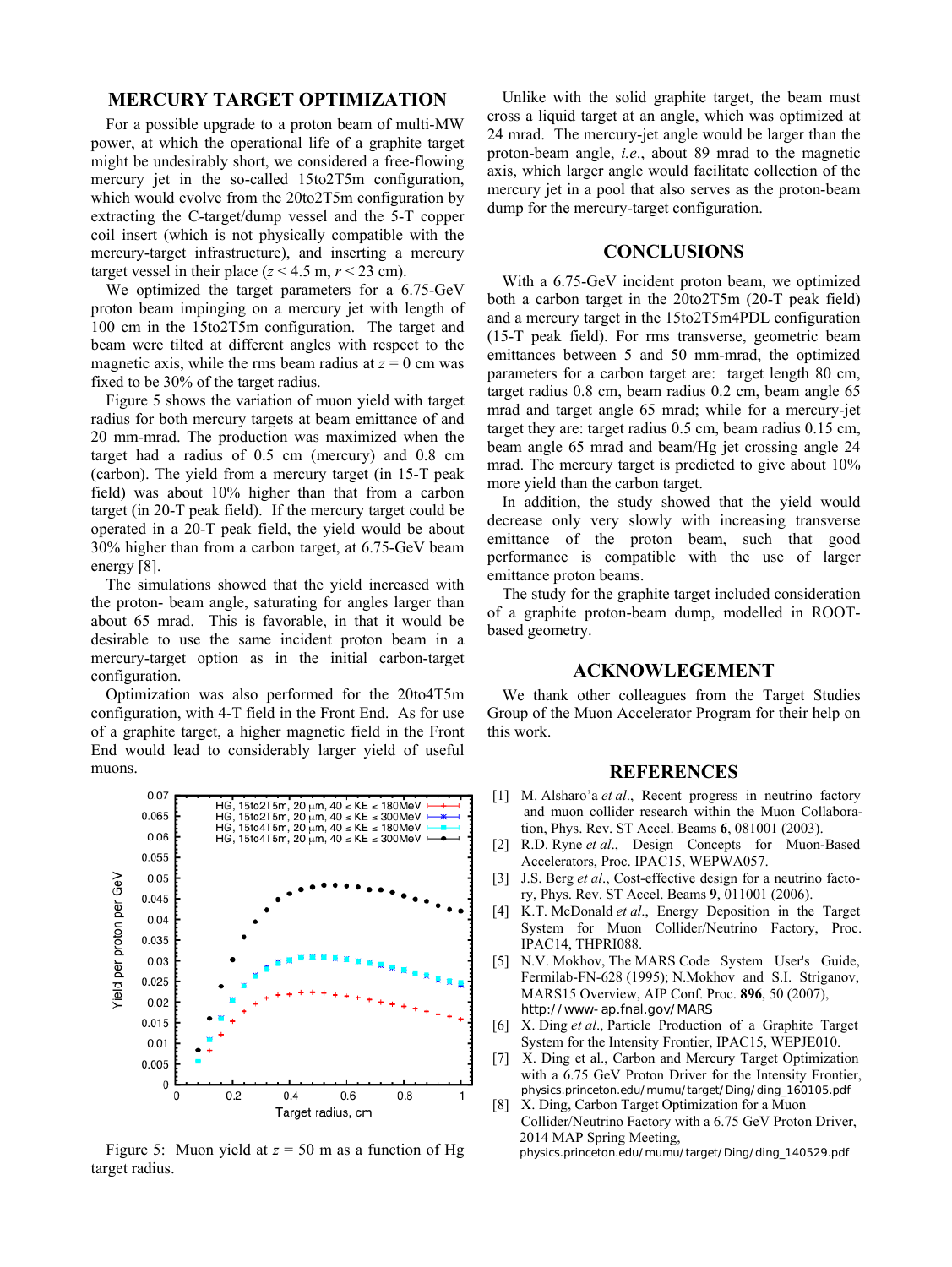## MERCURY TARGET OPTIMIZATION

For a possible upgrade to a proton beam of multi-MW power, at which the operational life of a graphite target might be undesirably short, we considered a free-flowing mercury jet in the so-called 15to2T5m configuration, which would evolve from the 20to2T5m configuration by extracting the C-target/dump vessel and the 5-T copper coil insert (which is not physically compatible with the mercury-target infrastructure), and inserting a mercury target vessel in their place ($z$ < 4.5 m, $r$ < 23 cm).

We optimized the target parameters for a 6.75-GeV proton beam impinging on a mercury jet with length of 100 cm in the 15to2T5m configuration. The target and beam were tilted at different angles with respect to the magnetic axis, while the rms beam radius at $z$ = 0 cm was fixed to be 30% of the target radius.

Figure 5 shows the variation of muon yield with target radius for both mercury targets at beam emittance of and 20 mm-mrad. The production was maximized when the target had a radius of 0.5 cm (mercury) and 0.8 cm (carbon). The yield from a mercury target (in 15-T peak field) was about 10% higher than that from a carbon target (in 20-T peak field). If the mercury target could be operated in a 20-T peak field, the yield would be about 30% higher than from a carbon target, at 6.75-GeV beam energy [8].

The simulations showed that the yield increased with the proton- beam angle, saturating for angles larger than about 65 mrad. This is favorable, in that it would be desirable to use the same incident proton beam in a mercury-target option as in the initial carbon-target configuration.

Optimization was also performed for the 20to4T5m configuration, with 4-T field in the Front End. As for use of a graphite target, a higher magnetic field in the Front End would lead to considerably larger yield of useful muons.

Yield per proton per GeV
Target radius, cm
HG, 15to2T5m, 20 μm, 40 ≤ KE ≤ 180MeV
HG, 15to2T5m, 20 μm, 40 ≤ KE ≤ 300MeV
HG, 15to4T5m, 20 μm, 40 ≤ KE ≤ 180MeV
HG, 15to4T5m, 20 μm, 40 ≤ KE ≤ 300MeV
0.07
0.065
0.06
0.055
0.05
0.045
0.04
0.035
0.03
0.025
0.02
0.015
0.01
0.005
0
0
0.2
0.4
0.6
0.8
1

Figure 5: Muon yield at $z$ = 50 m as a function of Hg target radius.

Unlike with the solid graphite target, the beam must cross a liquid target at an angle, which was optimized at 24 mrad. The mercury-jet angle would be larger than the proton-beam angle, *i.e.*, about 89 mrad to the magnetic axis, which larger angle would facilitate collection of the mercury jet in a pool that also serves as the proton-beam dump for the mercury-target configuration.

## CONCLUSIONS

With a 6.75-GeV incident proton beam, we optimized both a carbon target in the 20to2T5m (20-T peak field) and a mercury target in the 15to2T5m4PDL configuration (15-T peak field). For rms transverse, geometric beam emittances between 5 and 50 mm-mrad, the optimized parameters for a carbon target are: target length 80 cm, target radius 0.8 cm, beam radius 0.2 cm, beam angle 65 mrad and target angle 65 mrad; while for a mercury-jet target they are: target radius 0.5 cm, beam radius 0.15 cm, beam angle 65 mrad and beam/Hg jet crossing angle 24 mrad. The mercury target is predicted to give about 10% more yield than the carbon target.

In addition, the study showed that the yield would decrease only very slowly with increasing transverse emittance of the proton beam, such that good performance is compatible with the use of larger emittance proton beams.

The study for the graphite target included consideration of a graphite proton-beam dump, modelled in ROOT-based geometry.

## ACKNOWLEGEMENT

We thank other colleagues from the Target Studies Group of the Muon Accelerator Program for their help on this work.

## REFERENCES

[1] M. Alsharo'a *et al*., Recent progress in neutrino factory and muon collider research within the Muon Collaboration, Phys. Rev. ST Accel. Beams **6**, 081001 (2003).

[2] R.D. Ryne *et al*., Design Concepts for Muon-Based Accelerators, Proc. IPAC15, WEPWA057.

[3] J.S. Berg *et al*., Cost-effective design for a neutrino factory, Phys. Rev. ST Accel. Beams **9**, 011001 (2006).

[4] K.T. McDonald *et al*., Energy Deposition in the Target System for Muon Collider/Neutrino Factory, Proc. IPAC14, THPRI088.

[5] N.V. Mokhov, The MARS Code System User's Guide, Fermilab-FN-628 (1995); N.Mokhov and S.I. Striganov, MARS15 Overview, AIP Conf. Proc. **896**, 50 (2007), http://www-ap.fnal.gov/MARS

[6] X. Ding *et al*., Particle Production of a Graphite Target System for the Intensity Frontier, IPAC15, WEPJE010.

[7] X. Ding et al., Carbon and Mercury Target Optimization with a 6.75 GeV Proton Driver for the Intensity Frontier, physics.princeton.edu/mumu/target/Ding/ding_160105.pdf

[8] X. Ding, Carbon Target Optimization for a Muon Collider/Neutrino Factory with a 6.75 GeV Proton Driver, 2014 MAP Spring Meeting, physics.princeton.edu/mumu/target/Ding/ding_140529.pdf